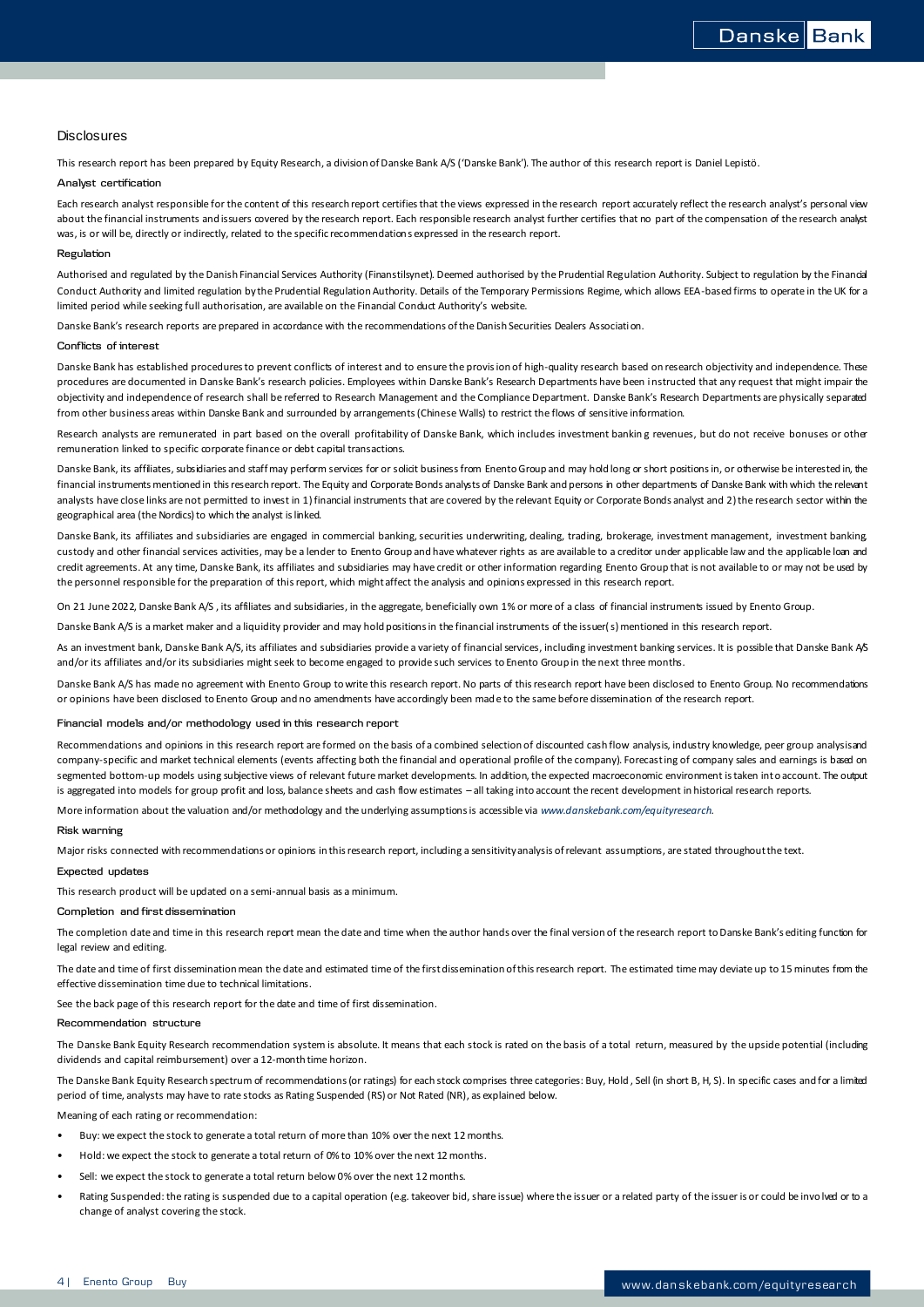# Disclosures

This research report has been prepared by Equity Research, a division of Danske Bank A/S ('Danske Bank'). The author of this research report is Daniel Lepistö.

### Analyst certification

Each research analyst responsible for the content of this research report certifies that the views expressed in the research report accurately reflect the research analyst's personal view about the financial instruments and issuers covered by the research report. Each responsible research analyst further certifies that no part of the compensation of the research analyst was, is or will be, directly or indirectly, related to the specific recommendations expressed in the research report.

### Regulation

Authorised and regulated by the Danish Financial Services Authority (Finanstilsynet). Deemed authorised by the Prudential Regulation Authority. Subject to regulation by the Financial Conduct Authority and limited regulation by the Prudential Regulation Authority. Details of the Temporary Permissions Regime, which allows EEA-based firms to operate in the UK for a limited period while seeking full authorisation, are available on the Financial Conduct Authority's website.

Danske Bank's research reports are prepared in accordance with the recommendations of the Danish Securities Dealers Association.

### Conflicts of interest

Danske Bank has established procedures to prevent conflicts of interest and to ensure the provision of high-quality research based on research objectivity and independence. These procedures are documented in Danske Bank's research policies. Employees within Danske Bank's Research Departments have been instructed that any request that might impair the objectivity and independence of research shall be referred to Research Management and the Compliance Department. Danske Bank's Research Departments are physically separated from other business areas within Danske Bank and surrounded by arrangements (Chinese Walls) to restrict the flows of sensitive information.

Research analysts are remunerated in part based on the overall profitability of Danske Bank, which includes investment banking revenues, but do not receive bonuses or other remuneration linked to specific corporate finance or debt capital transactions.

Danske Bank, its affiliates, subsidiaries and staff may perform services for or solicit business from Enento Group and may hold long or short positions in, or otherwise be interested in, the financial instruments mentioned in this research report. The Equity and Corporate Bonds analysts of Danske Bank and persons in other departments of Danske Bank with which the relevant analysts have close links are not permitted to invest in 1) financial instruments that are covered by the relevant Equity or Corporate Bonds analyst and 2) the research sector within the geographical area (the Nordics) to which the analyst is linked.

Danske Bank, its affiliates and subsidiaries are engaged in commercial banking, securities underwriting, dealing, trading, brokerage, investment management, investment banking, custody and other financial services activities, may be a lender to Enento Group and have whatever rights as are available to a creditor under applicable law and the applicable loan and credit agreements. At any time, Danske Bank, its affiliates and subsidiaries may have credit or other information regarding Enento Group that is not available to or may not be used by the personnel responsible for the preparation of this report, which might affect the analysis and opinions expressed in this research report.

On 21 June 2022, Danske Bank A/S , its affiliates and subsidiaries, in the aggregate, beneficially own 1% or more of a class of financial instruments issued by Enento Group.

Danske Bank A/S is a market maker and a liquidity provider and may hold positions in the financial instruments of the issuer(s) mentioned in this research report.

As an investment bank, Danske Bank A/S, its affiliates and subsidiaries provide a variety of financial services, including investment banking services. It is possible that Danske Bank A/S and/or its affiliates and/or its subsidiaries might seek to become engaged to provide such services to Enento Group in the next three months.

Danske Bank A/S has made no agreement with Enento Group to write this research report. No parts of this research report have been disclosed to Enento Group. No recommendations or opinions have been disclosed to Enento Group and no amendments have accordingly been made to the same before dissemination of the research report.

### Financial models and/or methodology used in this research report

Recommendations and opinions in this research report are formed on the basis of a combined selection of discounted cash flow analysis, industry knowledge, peer group analysis and company-specific and market technical elements (events affecting both the financial and operational profile of the company). Forecasting of company sales and earnings is based on segmented bottom-up models using subjective views of relevant future market developments. In addition, the expected macroeconomic environment is taken into account. The output is aggregated into models for group profit and loss, balance sheets and cash flow estimates – all taking into account the recent development in historical research reports.

More information about the valuation and/or methodology and the underlying assumptions is accessible via *www.danskebank.com/equityresearch*.

### Risk warning

Major risks connected with recommendations or opinions in this research report, including a sensitivity analysis of relevant assumptions, are stated throughout the text.

### Expected updates

This research product will be updated on a semi-annual basis as a minimum.

### Completion and first dissemination

The completion date and time in this research report mean the date and time when the author hands over the final version of the research report to Danske Bank's editing function for legal review and editing.

The date and time of first dissemination mean the date and estimated time of the first dissemination of this research report. The estimated time may deviate up to 15 minutes from the effective dissemination time due to technical limitations.

See the back page of this research report for the date and time of first dissemination.

### Recommendation structure

The Danske Bank Equity Research recommendation system is absolute. It means that each stock is rated on the basis of a total return, measured by the upside potential (including dividends and capital reimbursement) over a 12-month time horizon.

The Danske Bank Equity Research spectrum of recommendations (or ratings) for each stock comprises three categories: Buy, Hold , Sell (in short B, H, S). In specific cases and for a limited period of time, analysts may have to rate stocks as Rating Suspended (RS) or Not Rated (NR), as explained below.

Meaning of each rating or recommendation:

- Buy: we expect the stock to generate a total return of more than 10% over the next 12 months.
- Hold: we expect the stock to generate a total return of 0% to 10% over the next 12 months.
- Sell: we expect the stock to generate a total return below 0% over the next 12 months.
- Rating Suspended: the rating is suspended due to a capital operation (e.g. takeover bid, share issue) where the issuer or a related party of the issuer is or could be involved or to a change of analyst covering the stock.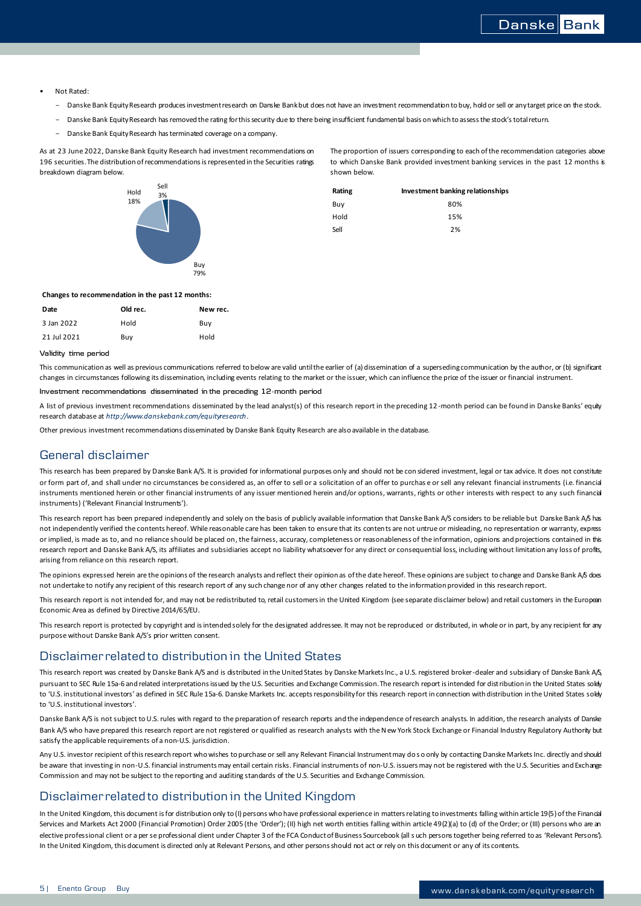- Not Rated:
  - Danske Bank Equity Research produces investment research on Danske Bank but does not have an investment recommendation to buy, hold or sell or any target price on the stock.
  - Danske Bank Equity Research has removed the rating for this security due to there being insufficient fundamental basis on which to assess the stock's total return.
  - Danske Bank Equity Research has terminated coverage on a company.

As at 23 June 2022, Danske Bank Equity Research had investment recommendations on 196 securities. The distribution of recommendations is represented in the Securities ratings breakdown diagram below.

Hold 18%
Sell 3%
Buy 79%

The proportion of issuers corresponding to each of the recommendation categories above to which Danske Bank provided investment banking services in the past 12 months is shown below.

| Rating | Investment banking relationships |
|---|---|
| Buy | 80% |
| Hold | 15% |
| Sell | 2% |

**Changes to recommendation in the past 12 months:**

| Date | Old rec. | New rec. |
|---|---|---|
| 3 Jan 2022 | Hold | Buy |
| 21 Jul 2021 | Buy | Hold |

**Validity time period**

This communication as well as previous communications referred to below are valid until the earlier of (a) dissemination of a superseding communication by the author, or (b) significant changes in circumstances following its dissemination, including events relating to the market or the issuer, which can influence the price of the issuer or financial instrument.

**Investment recommendations disseminated in the preceding 12-month period**

A list of previous investment recommendations disseminated by the lead analyst(s) of this research report in the preceding 12-month period can be found in Danske Banks' equity research database at *http://www.danskebank.com/equityresearch*.

Other previous investment recommendations disseminated by Danske Bank Equity Research are also available in the database.

## General disclaimer

This research has been prepared by Danske Bank A/S. It is provided for informational purposes only and should not be considered investment, legal or tax advice. It does not constitute or form part of, and shall under no circumstances be considered as, an offer to sell or a solicitation of an offer to purchase or sell any relevant financial instruments (i.e. financial instruments mentioned herein or other financial instruments of any issuer mentioned herein and/or options, warrants, rights or other interests with respect to any such financial instruments) ('Relevant Financial Instruments').

This research report has been prepared independently and solely on the basis of publicly available information that Danske Bank A/S considers to be reliable but Danske Bank A/S has not independently verified the contents hereof. While reasonable care has been taken to ensure that its contents are not untrue or misleading, no representation or warranty, express or implied, is made as to, and no reliance should be placed on, the fairness, accuracy, completeness or reasonableness of the information, opinions and projections contained in this research report and Danske Bank A/S, its affiliates and subsidiaries accept no liability whatsoever for any direct or consequential loss, including without limitation any loss of profits, arising from reliance on this research report.

The opinions expressed herein are the opinions of the research analysts and reflect their opinion as of the date hereof. These opinions are subject to change and Danske Bank A/S does not undertake to notify any recipient of this research report of any such change nor of any other changes related to the information provided in this research report.

This research report is not intended for, and may not be redistributed to, retail customers in the United Kingdom (see separate disclaimer below) and retail customers in the European Economic Area as defined by Directive 2014/65/EU.

This research report is protected by copyright and is intended solely for the designated addressee. It may not be reproduced or distributed, in whole or in part, by any recipient for any purpose without Danske Bank A/S's prior written consent.

## Disclaimer related to distribution in the United States

This research report was created by Danske Bank A/S and is distributed in the United States by Danske Markets Inc., a U.S. registered broker-dealer and subsidiary of Danske Bank A/S, pursuant to SEC Rule 15a-6 and related interpretations issued by the U.S. Securities and Exchange Commission. The research report is intended for distribution in the United States solely to 'U.S. institutional investors' as defined in SEC Rule 15a-6. Danske Markets Inc. accepts responsibility for this research report in connection with distribution in the United States solely to 'U.S. institutional investors'.

Danske Bank A/S is not subject to U.S. rules with regard to the preparation of research reports and the independence of research analysts. In addition, the research analysts of Danske Bank A/S who have prepared this research report are not registered or qualified as research analysts with the New York Stock Exchange or Financial Industry Regulatory Authority but satisfy the applicable requirements of a non-U.S. jurisdiction.

Any U.S. investor recipient of this research report who wishes to purchase or sell any Relevant Financial Instrument may do so only by contacting Danske Markets Inc. directly and should be aware that investing in non-U.S. financial instruments may entail certain risks. Financial instruments of non-U.S. issuers may not be registered with the U.S. Securities and Exchange Commission and may not be subject to the reporting and auditing standards of the U.S. Securities and Exchange Commission.

## Disclaimer related to distribution in the United Kingdom

In the United Kingdom, this document is for distribution only to (I) persons who have professional experience in matters relating to investments falling within article 19(5) of the Financial Services and Markets Act 2000 (Financial Promotion) Order 2005 (the 'Order'); (II) high net worth entities falling within article 49(2)(a) to (d) of the Order; or (III) persons who are an elective professional client or a per se professional client under Chapter 3 of the FCA Conduct of Business Sourcebook (all such persons together being referred to as 'Relevant Persons'). In the United Kingdom, this document is directed only at Relevant Persons, and other persons should not act or rely on this document or any of its contents.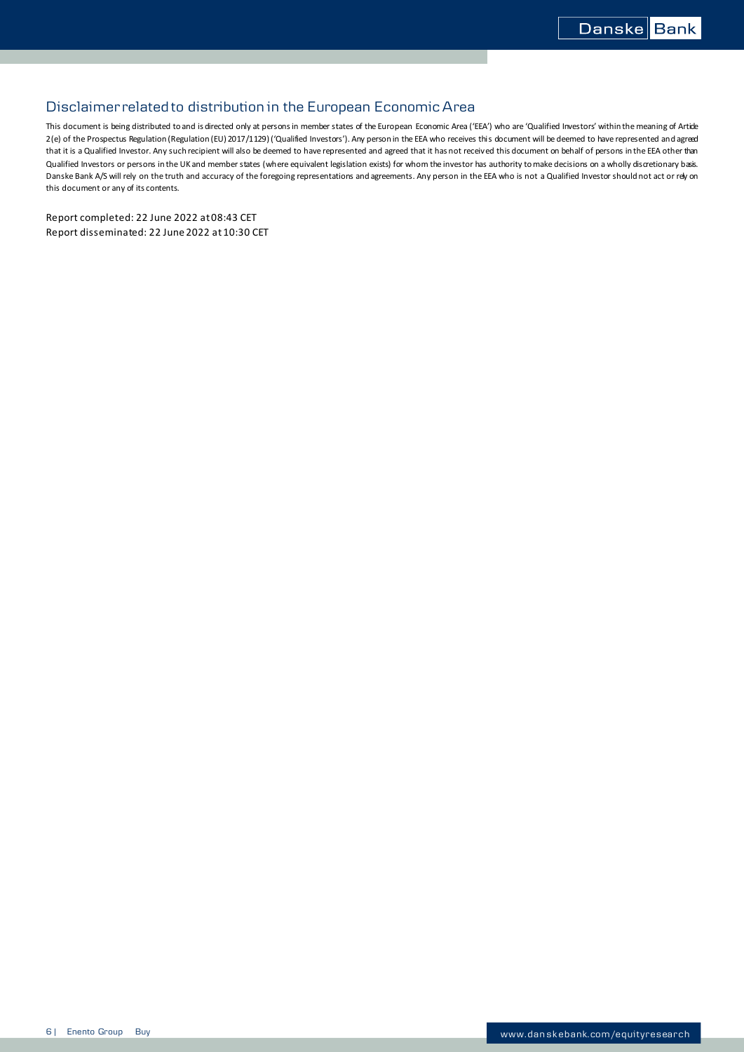## Disclaimer related to distribution in the European Economic Area

This document is being distributed to and is directed only at persons in member states of the European Economic Area ('EEA') who are 'Qualified Investors' within the meaning of Article 2(e) of the Prospectus Regulation (Regulation (EU) 2017/1129) ('Qualified Investors'). Any person in the EEA who receives this document will be deemed to have represented and agreed that it is a Qualified Investor. Any such recipient will also be deemed to have represented and agreed that it has not received this document on behalf of persons in the EEA other than Qualified Investors or persons in the UK and member states (where equivalent legislation exists) for whom the investor has authority to make decisions on a wholly discretionary basis. Danske Bank A/S will rely on the truth and accuracy of the foregoing representations and agreements. Any person in the EEA who is not a Qualified Investor should not act or rely on this document or any of its contents.

Report completed: 22 June 2022 at 08:43 CET
Report disseminated: 22 June 2022 at 10:30 CET